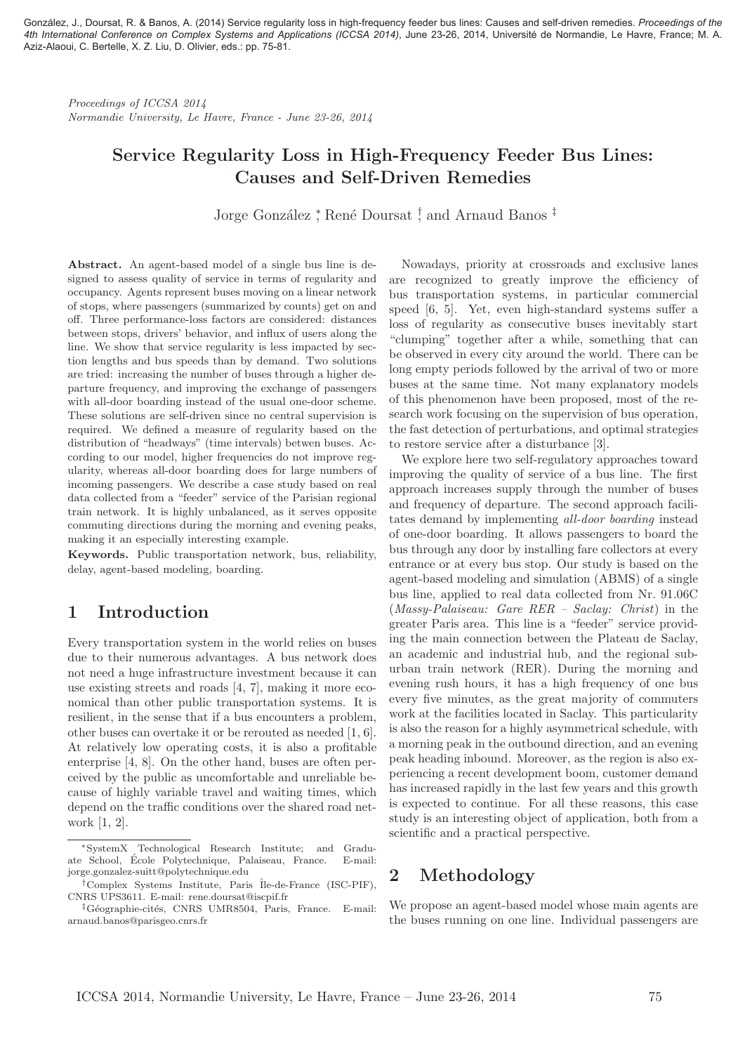González, J., Doursat, R. & Banos, A. (2014) Service regularity loss in high-frequency feeder bus lines: Causes and self-driven remedies. *Proceedings of the 4th International Conference on Complex Systems and Applications (ICCSA 2014)*, June 23-26, 2014, Université de Normandie, Le Havre, France; M. A. Aziz-Alaoui, C. Bertelle, X. Z. Liu, D. Olivier, eds.: pp. 75-81.

*Proceedings of ICCSA 2014*
*Normandie University, Le Havre, France - June 23-26, 2014*

# Service Regularity Loss in High-Frequency Feeder Bus Lines: Causes and Self-Driven Remedies

Jorge González [*], René Doursat [†], and Arnaud Banos [‡]

**Abstract.** An agent-based model of a single bus line is designed to assess quality of service in terms of regularity and occupancy. Agents represent buses moving on a linear network of stops, where passengers (summarized by counts) get on and off. Three performance-loss factors are considered: distances between stops, drivers' behavior, and influx of users along the line. We show that service regularity is less impacted by section lengths and bus speeds than by demand. Two solutions are tried: increasing the number of buses through a higher departure frequency, and improving the exchange of passengers with all-door boarding instead of the usual one-door scheme. These solutions are self-driven since no central supervision is required. We defined a measure of regularity based on the distribution of "headways" (time intervals) betwen buses. According to our model, higher frequencies do not improve regularity, whereas all-door boarding does for large numbers of incoming passengers. We describe a case study based on real data collected from a "feeder" service of the Parisian regional train network. It is highly unbalanced, as it serves opposite commuting directions during the morning and evening peaks, making it an especially interesting example.

**Keywords.** Public transportation network, bus, reliability, delay, agent-based modeling, boarding.

## 1 Introduction

Every transportation system in the world relies on buses due to their numerous advantages. A bus network does not need a huge infrastructure investment because it can use existing streets and roads [4, 7], making it more economical than other public transportation systems. It is resilient, in the sense that if a bus encounters a problem, other buses can overtake it or be rerouted as needed [1, 6]. At relatively low operating costs, it is also a profitable enterprise [4, 8]. On the other hand, buses are often perceived by the public as uncomfortable and unreliable because of highly variable travel and waiting times, which depend on the traffic conditions over the shared road network [1, 2].

Nowadays, priority at crossroads and exclusive lanes are recognized to greatly improve the efficiency of bus transportation systems, in particular commercial speed [6, 5]. Yet, even high-standard systems suffer a loss of regularity as consecutive buses inevitably start "clumping" together after a while, something that can be observed in every city around the world. There can be long empty periods followed by the arrival of two or more buses at the same time. Not many explanatory models of this phenomenon have been proposed, most of the research work focusing on the supervision of bus operation, the fast detection of perturbations, and optimal strategies to restore service after a disturbance [3].

We explore here two self-regulatory approaches toward improving the quality of service of a bus line. The first approach increases supply through the number of buses and frequency of departure. The second approach facilitates demand by implementing *all-door boarding* instead of one-door boarding. It allows passengers to board the bus through any door by installing fare collectors at every entrance or at every bus stop. Our study is based on the agent-based modeling and simulation (ABMS) of a single bus line, applied to real data collected from Nr. 91.06C (*Massy-Palaiseau: Gare RER – Saclay: Christ*) in the greater Paris area. This line is a "feeder" service providing the main connection between the Plateau de Saclay, an academic and industrial hub, and the regional suburban train network (RER). During the morning and evening rush hours, it has a high frequency of one bus every five minutes, as the great majority of commuters work at the facilities located in Saclay. This particularity is also the reason for a highly asymmetrical schedule, with a morning peak in the outbound direction, and an evening peak heading inbound. Moreover, as the region is also experiencing a recent development boom, customer demand has increased rapidly in the last few years and this growth is expected to continue. For all these reasons, this case study is an interesting object of application, both from a scientific and a practical perspective.

## 2 Methodology

We propose an agent-based model whose main agents are the buses running on one line. Individual passengers are

---

[*] SystemX Technological Research Institute; and Graduate School, École Polytechnique, Palaiseau, France. E-mail: jorge.gonzalez-suitt@polytechnique.edu

[†] Complex Systems Institute, Paris Île-de-France (ISC-PIF), CNRS UPS3611. E-mail: rene.doursat@iscpif.fr

[‡] Géographie-cités, CNRS UMR8504, Paris, France. E-mail: arnaud.banos@parisgeo.cnrs.fr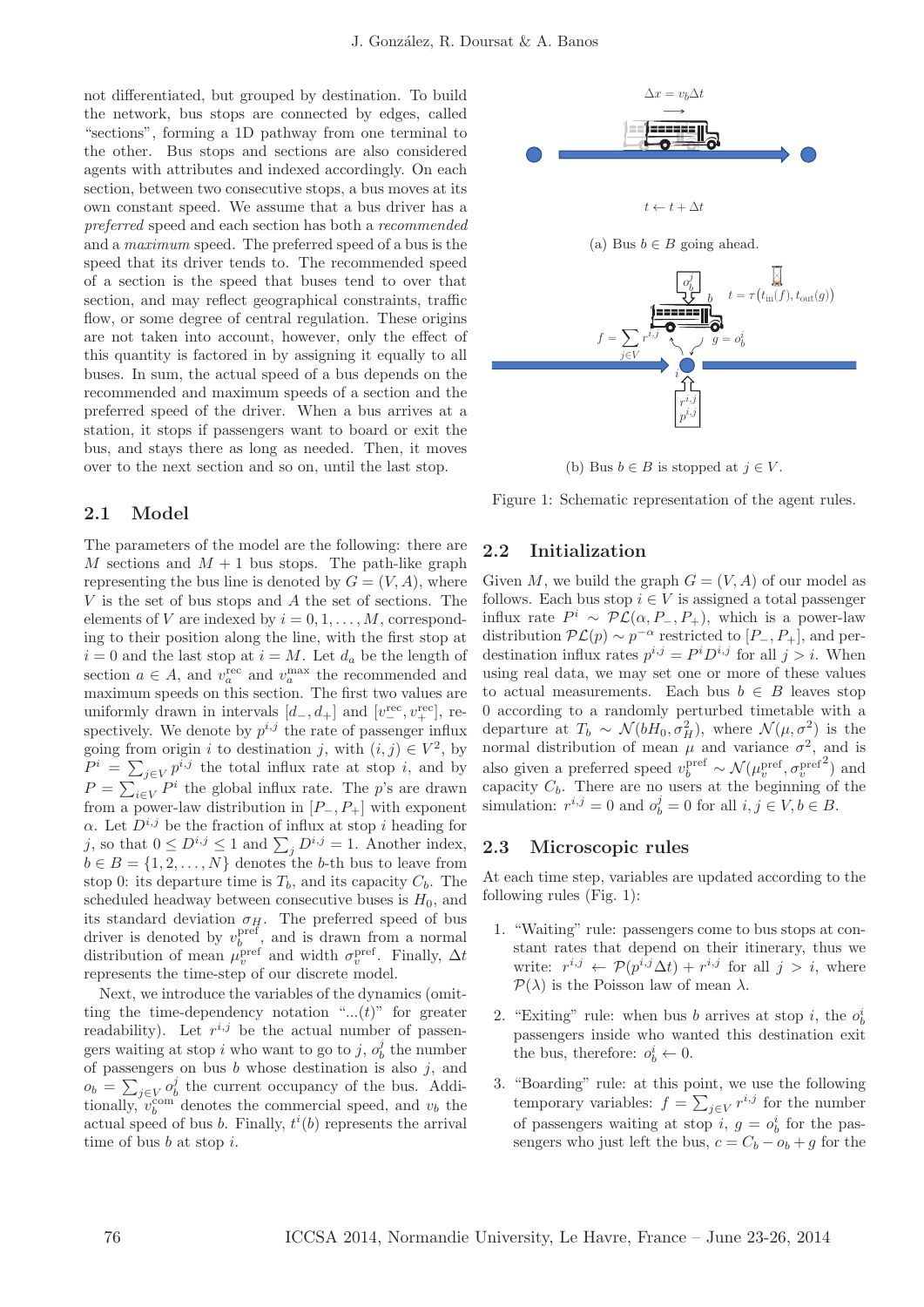not differentiated, but grouped by destination. To build the network, bus stops are connected by edges, called "sections", forming a 1D pathway from one terminal to the other. Bus stops and sections are also considered agents with attributes and indexed accordingly. On each section, between two consecutive stops, a bus moves at its own constant speed. We assume that a bus driver has a *preferred* speed and each section has both a *recommended* and a *maximum* speed. The preferred speed of a bus is the speed that its driver tends to. The recommended speed of a section is the speed that buses tend to over that section, and may reflect geographical constraints, traffic flow, or some degree of central regulation. These origins are not taken into account, however, only the effect of this quantity is factored in by assigning it equally to all buses. In sum, the actual speed of a bus depends on the recommended and maximum speeds of a section and the preferred speed of the driver. When a bus arrives at a station, it stops if passengers want to board or exit the bus, and stays there as long as needed. Then, it moves over to the next section and so on, until the last stop.

## 2.1 Model

The parameters of the model are the following: there are $M$ sections and $M+1$ bus stops. The path-like graph representing the bus line is denoted by $G = (V, A)$, where $V$ is the set of bus stops and $A$ the set of sections. The elements of $V$ are indexed by $i = 0, 1, \ldots, M$, corresponding to their position along the line, with the first stop at $i = 0$ and the last stop at $i = M$. Let $d_a$ be the length of section $a \in A$, and $v_a^{\text{rec}}$ and $v_a^{\max}$ the recommended and maximum speeds on this section. The first two values are uniformly drawn in intervals $[d_-, d_+]$ and $[v_-^{\text{rec}}, v_+^{\text{rec}}]$, respectively. We denote by $p^{i,j}$ the rate of passenger influx going from origin $i$ to destination $j$, with $(i,j) \in V^2$, by $P^i = \sum_{j \in V} p^{i,j}$ the total influx rate at stop $i$, and by $P = \sum_{i \in V} P^i$ the global influx rate. The $p$'s are drawn from a power-law distribution in $[P_-, P_+]$ with exponent $\alpha$. Let $D^{i,j}$ be the fraction of influx at stop $i$ heading for $j$, so that $0 \le D^{i,j} \le 1$ and $\sum_j D^{i,j} = 1$. Another index, $b \in B = \{1, 2, \ldots, N\}$ denotes the $b$-th bus to leave from stop 0: its departure time is $T_b$, and its capacity $C_b$. The scheduled headway between consecutive buses is $H_0$, and its standard deviation $\sigma_H$. The preferred speed of bus driver is denoted by $v_b^{\text{pref}}$, and is drawn from a normal distribution of mean $\mu_v^{\text{pref}}$ and width $\sigma_v^{\text{pref}}$. Finally, $\Delta t$ represents the time-step of our discrete model.

Next, we introduce the variables of the dynamics (omitting the time-dependency notation "...$(t)$" for greater readability). Let $r^{i,j}$ be the actual number of passengers waiting at stop $i$ who want to go to $j$, $o_b^j$ the number of passengers on bus $b$ whose destination is also $j$, and $o_b = \sum_{j \in V} o_b^j$ the current occupancy of the bus. Additionally, $v_b^{\text{com}}$ denotes the commercial speed, and $v_b$ the actual speed of bus $b$. Finally, $t^i(b)$ represents the arrival time of bus $b$ at stop $i$.

$\Delta x = v_b \Delta t$

$t \leftarrow t + \Delta t$

(a) Bus $b \in B$ going ahead.

$f = \sum_{j \in V} r^{i,j}$, $g = o_b^i$, $t = \tau\big(t_{\text{in}}(f), t_{\text{out}}(g)\big)$

(b) Bus $b \in B$ is stopped at $j \in V$.

Figure 1: Schematic representation of the agent rules.

## 2.2 Initialization

Given $M$, we build the graph $G = (V, A)$ of our model as follows. Each bus stop $i \in V$ is assigned a total passenger influx rate $P^i \sim \mathcal{PL}(\alpha, P_-, P_+)$, which is a power-law distribution $\mathcal{PL}(p) \sim p^{-\alpha}$ restricted to $[P_-, P_+]$, and per-destination influx rates $p^{i,j} = P^i D^{i,j}$ for all $j > i$. When using real data, we may set one or more of these values to actual measurements. Each bus $b \in B$ leaves stop 0 according to a randomly perturbed timetable with a departure at $T_b \sim \mathcal{N}(bH_0, \sigma_H^2)$, where $\mathcal{N}(\mu, \sigma^2)$ is the normal distribution of mean $\mu$ and variance $\sigma^2$, and is also given a preferred speed $v_b^{\text{pref}} \sim \mathcal{N}(\mu_v^{\text{pref}}, {\sigma_v^{\text{pref}}}^2)$ and capacity $C_b$. There are no users at the beginning of the simulation: $r^{i,j} = 0$ and $o_b^j = 0$ for all $i, j \in V, b \in B$.

## 2.3 Microscopic rules

At each time step, variables are updated according to the following rules (Fig. 1):

1. "Waiting" rule: passengers come to bus stops at constant rates that depend on their itinerary, thus we write: $r^{i,j} \leftarrow \mathcal{P}(p^{i,j}\Delta t) + r^{i,j}$ for all $j > i$, where $\mathcal{P}(\lambda)$ is the Poisson law of mean $\lambda$.

2. "Exiting" rule: when bus $b$ arrives at stop $i$, the $o_b^i$ passengers inside who wanted this destination exit the bus, therefore: $o_b^i \leftarrow 0$.

3. "Boarding" rule: at this point, we use the following temporary variables: $f = \sum_{j \in V} r^{i,j}$ for the number of passengers waiting at stop $i$, $g = o_b^i$ for the passengers who just left the bus, $c = C_b - o_b + g$ for the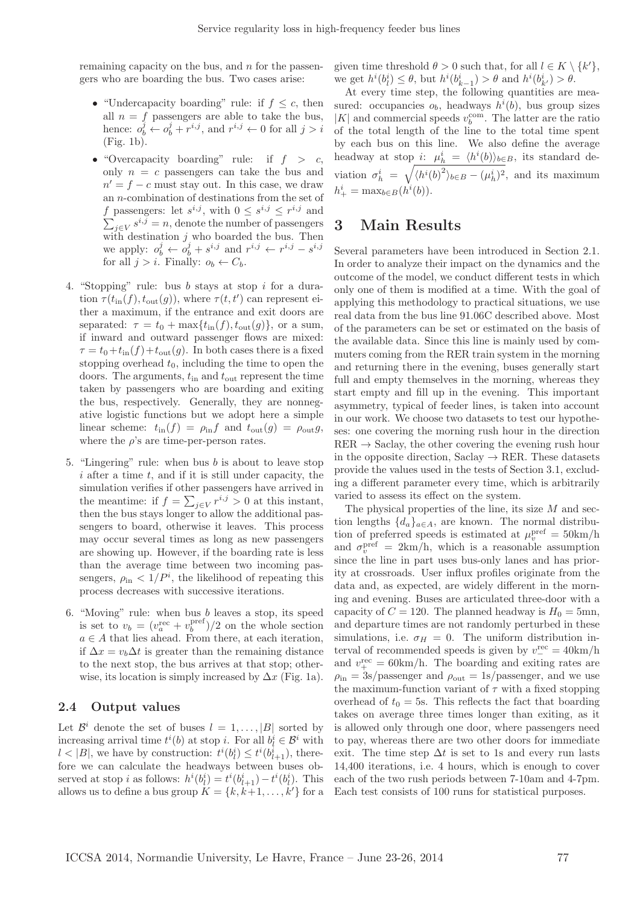remaining capacity on the bus, and $n$ for the passengers who are boarding the bus. Two cases arise:

- "Undercapacity boarding" rule: if $f \leq c$, then all $n = f$ passengers are able to take the bus, hence: $o_b^j \leftarrow o_b^j + r^{i,j}$, and $r^{i,j} \leftarrow 0$ for all $j > i$ (Fig. 1b).
- "Overcapacity boarding" rule: if $f > c$, only $n = c$ passengers can take the bus and $n' = f - c$ must stay out. In this case, we draw an $n$-combination of destinations from the set of $f$ passengers: let $s^{i,j}$, with $0 \leq s^{i,j} \leq r^{i,j}$ and $\sum_{j \in V} s^{i,j} = n$, denote the number of passengers with destination $j$ who boarded the bus. Then we apply: $o_b^j \leftarrow o_b^j + s^{i,j}$ and $r^{i,j} \leftarrow r^{i,j} - s^{i,j}$ for all $j > i$. Finally: $o_b \leftarrow C_b$.

4. "Stopping" rule: bus $b$ stays at stop $i$ for a duration $\tau(t_{\text{in}}(f), t_{\text{out}}(g))$, where $\tau(t, t')$ can represent either a maximum, if the entrance and exit doors are separated: $\tau = t_0 + \max\{t_{\text{in}}(f), t_{\text{out}}(g)\}$, or a sum, if inward and outward passenger flows are mixed: $\tau = t_0 + t_{\text{in}}(f) + t_{\text{out}}(g)$. In both cases there is a fixed stopping overhead $t_0$, including the time to open the doors. The arguments, $t_{\text{in}}$ and $t_{\text{out}}$ represent the time taken by passengers who are boarding and exiting the bus, respectively. Generally, they are nonnegative logistic functions but we adopt here a simple linear scheme: $t_{\text{in}}(f) = \rho_{\text{in}} f$ and $t_{\text{out}}(g) = \rho_{\text{out}} g$, where the $\rho$'s are time-per-person rates.
5. "Lingering" rule: when bus $b$ is about to leave stop $i$ after a time $t$, and if it is still under capacity, the simulation verifies if other passengers have arrived in the meantime: if $f = \sum_{j \in V} r^{i,j} > 0$ at this instant, then the bus stays longer to allow the additional passengers to board, otherwise it leaves. This process may occur several times as long as new passengers are showing up. However, if the boarding rate is less than the average time between two incoming passengers, $\rho_{\text{in}} < 1/P^i$, the likelihood of repeating this process decreases with successive iterations.
6. "Moving" rule: when bus $b$ leaves a stop, its speed is set to $v_b = (v_a^{\text{rec}} + v_b^{\text{pref}})/2$ on the whole section $a \in A$ that lies ahead. From there, at each iteration, if $\Delta x = v_b \Delta t$ is greater than the remaining distance to the next stop, the bus arrives at that stop; otherwise, its location is simply increased by $\Delta x$ (Fig. 1a).

### 2.4 Output values

Let $\mathcal{B}^i$ denote the set of buses $l = 1, \ldots, |B|$ sorted by increasing arrival time $t^i(b)$ at stop $i$. For all $b_l^i \in \mathcal{B}^i$ with $l < |B|$, we have by construction: $t^i(b_l^i) \leq t^i(b_{l+1}^i)$, therefore we can calculate the headways between buses observed at stop $i$ as follows: $h^i(b_l^i) = t^i(b_{l+1}^i) - t^i(b_l^i)$. This allows us to define a bus group $K = \{k, k+1, \ldots, k'\}$ for a given time threshold $\theta > 0$ such that, for all $l \in K \setminus \{k'\}$, we get $h^i(b_l^i) \leq \theta$, but $h^i(b_{k-1}^i) > \theta$ and $h^i(b_{k'}^i) > \theta$.

At every time step, the following quantities are measured: occupancies $o_b$, headways $h^i(b)$, bus group sizes $|K|$ and commercial speeds $v_b^{\text{com}}$. The latter are the ratio of the total length of the line to the total time spent by each bus on this line. We also define the average headway at stop $i$: $\mu_h^i = \langle h^i(b) \rangle_{b \in B}$, its standard deviation $\sigma_h^i = \sqrt{\langle h^i(b)^2 \rangle_{b \in B} - (\mu_h^i)^2}$, and its maximum $h_+^i = \max_{b \in B}(h^i(b))$.

## 3 Main Results

Several parameters have been introduced in Section 2.1. In order to analyze their impact on the dynamics and the outcome of the model, we conduct different tests in which only one of them is modified at a time. With the goal of applying this methodology to practical situations, we use real data from the bus line 91.06C described above. Most of the parameters can be set or estimated on the basis of the available data. Since this line is mainly used by commuters coming from the RER train system in the morning and returning there in the evening, buses generally start full and empty themselves in the morning, whereas they start empty and fill up in the evening. This important asymmetry, typical of feeder lines, is taken into account in our work. We choose two datasets to test our hypotheses: one covering the morning rush hour in the direction RER → Saclay, the other covering the evening rush hour in the opposite direction, Saclay → RER. These datasets provide the values used in the tests of Section 3.1, excluding a different parameter every time, which is arbitrarily varied to assess its effect on the system.

The physical properties of the line, its size $M$ and section lengths $\{d_a\}_{a \in A}$, are known. The normal distribution of preferred speeds is estimated at $\mu_v^{\text{pref}} = 50$km/h and $\sigma_v^{\text{pref}} = 2$km/h, which is a reasonable assumption since the line in part uses bus-only lanes and has priority at crossroads. User influx profiles originate from the data and, as expected, are widely different in the morning and evening. Buses are articulated three-door with a capacity of $C = 120$. The planned headway is $H_0 = 5$mn, and departure times are not randomly perturbed in these simulations, i.e. $\sigma_H = 0$. The uniform distribution interval of recommended speeds is given by $v_-^{\text{rec}} = 40$km/h and $v_+^{\text{rec}} = 60$km/h. The boarding and exiting rates are $\rho_{\text{in}} = 3$s/passenger and $\rho_{\text{out}} = 1$s/passenger, and we use the maximum-function variant of $\tau$ with a fixed stopping overhead of $t_0 = 5$s. This reflects the fact that boarding takes on average three times longer than exiting, as it is allowed only through one door, where passengers need to pay, whereas there are two other doors for immediate exit. The time step $\Delta t$ is set to 1s and every run lasts 14,400 iterations, i.e. 4 hours, which is enough to cover each of the two rush periods between 7-10am and 4-7pm. Each test consists of 100 runs for statistical purposes.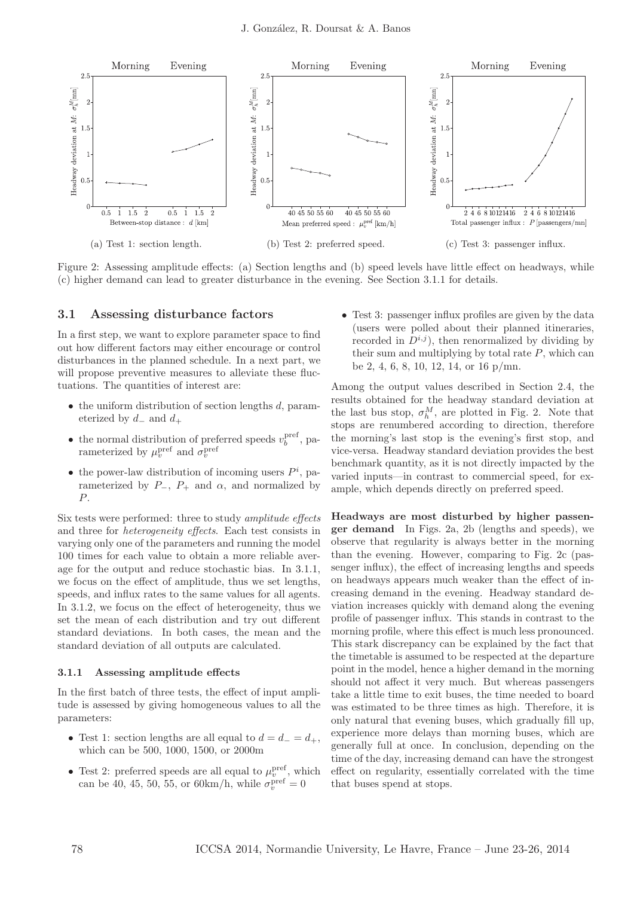(a) Test 1: section length.

(b) Test 2: preferred speed.

(c) Test 3: passenger influx.

Figure 2: Assessing amplitude effects: (a) Section lengths and (b) speed levels have little effect on headways, while (c) higher demand can lead to greater disturbance in the evening. See Section 3.1.1 for details.

## 3.1 Assessing disturbance factors

In a first step, we want to explore parameter space to find out how different factors may either encourage or control disturbances in the planned schedule. In a next part, we will propose preventive measures to alleviate these fluctuations. The quantities of interest are:

- the uniform distribution of section lengths $d$, parameterized by $d_-$ and $d_+$
- the normal distribution of preferred speeds $v_b^{\text{pref}}$, parameterized by $\mu_v^{\text{pref}}$ and $\sigma_v^{\text{pref}}$
- the power-law distribution of incoming users $P^i$, parameterized by $P_-$, $P_+$ and $\alpha$, and normalized by $P$.

Six tests were performed: three to study *amplitude effects* and three for *heterogeneity effects*. Each test consists in varying only one of the parameters and running the model 100 times for each value to obtain a more reliable average for the output and reduce stochastic bias. In 3.1.1, we focus on the effect of amplitude, thus we set lengths, speeds, and influx rates to the same values for all agents. In 3.1.2, we focus on the effect of heterogeneity, thus we set the mean of each distribution and try out different standard deviations. In both cases, the mean and the standard deviation of all outputs are calculated.

### 3.1.1 Assessing amplitude effects

In the first batch of three tests, the effect of input amplitude is assessed by giving homogeneous values to all the parameters:

- Test 1: section lengths are all equal to $d = d_- = d_+$, which can be 500, 1000, 1500, or 2000m
- Test 2: preferred speeds are all equal to $\mu_v^{\text{pref}}$, which can be 40, 45, 50, 55, or 60km/h, while $\sigma_v^{\text{pref}} = 0$
- Test 3: passenger influx profiles are given by the data (users were polled about their planned itineraries, recorded in $D^{i,j}$), then renormalized by dividing by their sum and multiplying by total rate $P$, which can be 2, 4, 6, 8, 10, 12, 14, or 16 p/mn.

Among the output values described in Section 2.4, the results obtained for the headway standard deviation at the last bus stop, $\sigma_h^M$, are plotted in Fig. 2. Note that stops are renumbered according to direction, therefore the morning's last stop is the evening's first stop, and vice-versa. Headway standard deviation provides the best benchmark quantity, as it is not directly impacted by the varied inputs—in contrast to commercial speed, for example, which depends directly on preferred speed.

**Headways are most disturbed by higher passenger demand** In Figs. 2a, 2b (lengths and speeds), we observe that regularity is always better in the morning than the evening. However, comparing to Fig. 2c (passenger influx), the effect of increasing lengths and speeds on headways appears much weaker than the effect of increasing demand in the evening. Headway standard deviation increases quickly with demand along the evening profile of passenger influx. This stands in contrast to the morning profile, where this effect is much less pronounced. This stark discrepancy can be explained by the fact that the timetable is assumed to be respected at the departure point in the model, hence a higher demand in the morning should not affect it very much. But whereas passengers take a little time to exit buses, the time needed to board was estimated to be three times as high. Therefore, it is only natural that evening buses, which gradually fill up, experience more delays than morning buses, which are generally full at once. In conclusion, depending on the time of the day, increasing demand can have the strongest effect on regularity, essentially correlated with the time that buses spend at stops.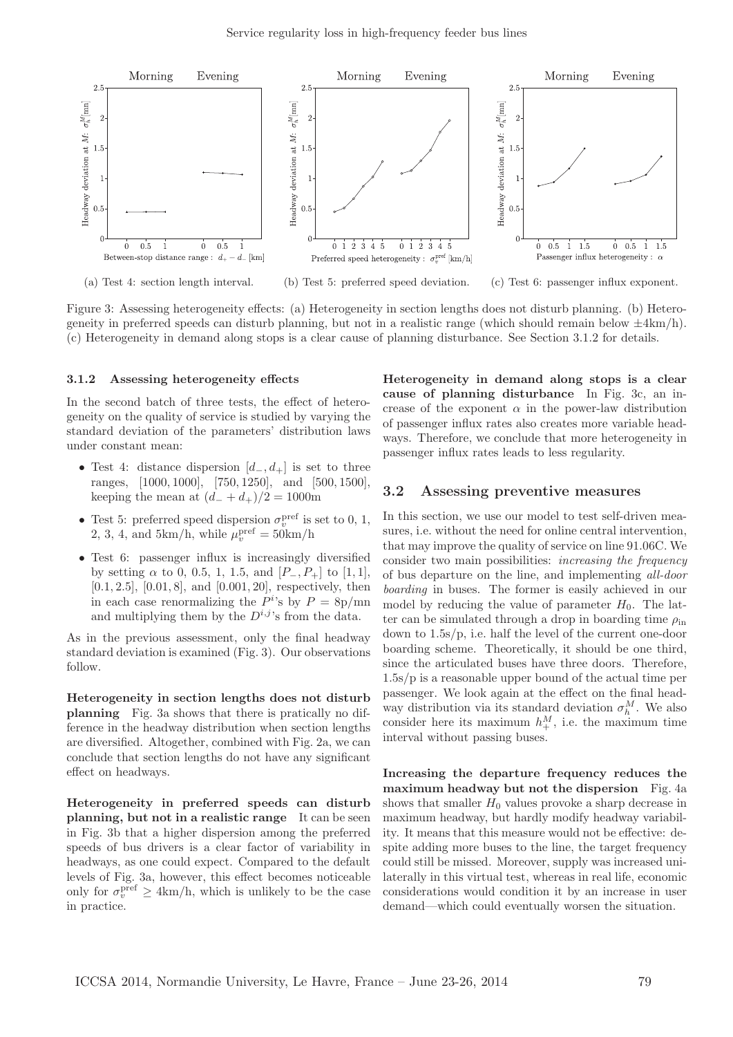(a) Test 4: section length interval.

(b) Test 5: preferred speed deviation.

(c) Test 6: passenger influx exponent.

Figure 3: Assessing heterogeneity effects: (a) Heterogeneity in section lengths does not disturb planning. (b) Heterogeneity in preferred speeds can disturb planning, but not in a realistic range (which should remain below ±4km/h). (c) Heterogeneity in demand along stops is a clear cause of planning disturbance. See Section 3.1.2 for details.

#### 3.1.2 Assessing heterogeneity effects

In the second batch of three tests, the effect of heterogeneity on the quality of service is studied by varying the standard deviation of the parameters' distribution laws under constant mean:

- Test 4: distance dispersion $[d_-, d_+]$ is set to three ranges, $[1000, 1000]$, $[750, 1250]$, and $[500, 1500]$, keeping the mean at $(d_- + d_+)/2 = 1000$m
- Test 5: preferred speed dispersion $\sigma_v^{\text{pref}}$ is set to 0, 1, 2, 3, 4, and 5km/h, while $\mu_v^{\text{pref}} = 50$km/h
- Test 6: passenger influx is increasingly diversified by setting $\alpha$ to 0, 0.5, 1, 1.5, and $[P_-, P_+]$ to $[1, 1]$, $[0.1, 2.5]$, $[0.01, 8]$, and $[0.001, 20]$, respectively, then in each case renormalizing the $P^i$'s by $P = 8$p/mn and multiplying them by the $D^{i,j}$'s from the data.

As in the previous assessment, only the final headway standard deviation is examined (Fig. 3). Our observations follow.

**Heterogeneity in section lengths does not disturb planning** Fig. 3a shows that there is pratically no difference in the headway distribution when section lengths are diversified. Altogether, combined with Fig. 2a, we can conclude that section lengths do not have any significant effect on headways.

**Heterogeneity in preferred speeds can disturb planning, but not in a realistic range** It can be seen in Fig. 3b that a higher dispersion among the preferred speeds of bus drivers is a clear factor of variability in headways, as one could expect. Compared to the default levels of Fig. 3a, however, this effect becomes noticeable only for $\sigma_v^{\text{pref}} \geq 4$km/h, which is unlikely to be the case in practice.

**Heterogeneity in demand along stops is a clear cause of planning disturbance** In Fig. 3c, an increase of the exponent $\alpha$ in the power-law distribution of passenger influx rates also creates more variable headways. Therefore, we conclude that more heterogeneity in passenger influx rates leads to less regularity.

### 3.2 Assessing preventive measures

In this section, we use our model to test self-driven measures, i.e. without the need for online central intervention, that may improve the quality of service on line 91.06C. We consider two main possibilities: *increasing the frequency* of bus departure on the line, and implementing *all-door boarding* in buses. The former is easily achieved in our model by reducing the value of parameter $H_0$. The latter can be simulated through a drop in boarding time $\rho_{\text{in}}$ down to 1.5s/p, i.e. half the level of the current one-door boarding scheme. Theoretically, it should be one third, since the articulated buses have three doors. Therefore, 1.5s/p is a reasonable upper bound of the actual time per passenger. We look again at the effect on the final headway distribution via its standard deviation $\sigma_h^M$. We also consider here its maximum $h_+^M$, i.e. the maximum time interval without passing buses.

**Increasing the departure frequency reduces the maximum headway but not the dispersion** Fig. 4a shows that smaller $H_0$ values provoke a sharp decrease in maximum headway, but hardly modify headway variability. It means that this measure would not be effective: despite adding more buses to the line, the target frequency could still be missed. Moreover, supply was increased unilaterally in this virtual test, whereas in real life, economic considerations would condition it by an increase in user demand—which could eventually worsen the situation.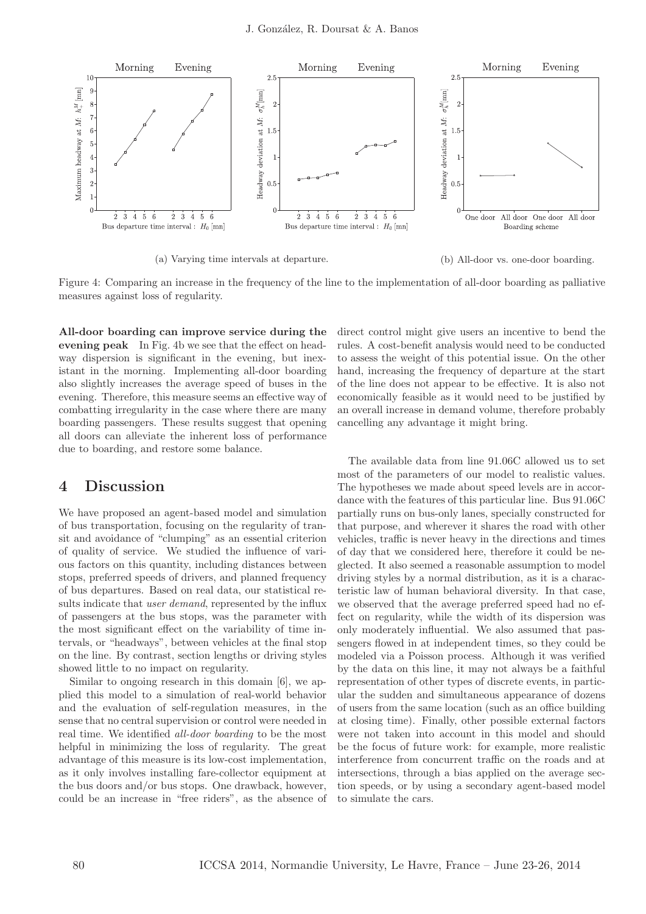(a) Varying time intervals at departure.

(b) All-door vs. one-door boarding.

Figure 4: Comparing an increase in the frequency of the line to the implementation of all-door boarding as palliative measures against loss of regularity.

**All-door boarding can improve service during the evening peak** In Fig. 4b we see that the effect on headway dispersion is significant in the evening, but inexistant in the morning. Implementing all-door boarding also slightly increases the average speed of buses in the evening. Therefore, this measure seems an effective way of combatting irregularity in the case where there are many boarding passengers. These results suggest that opening all doors can alleviate the inherent loss of performance due to boarding, and restore some balance.

# 4 Discussion

We have proposed an agent-based model and simulation of bus transportation, focusing on the regularity of transit and avoidance of "clumping" as an essential criterion of quality of service. We studied the influence of various factors on this quantity, including distances between stops, preferred speeds of drivers, and planned frequency of bus departures. Based on real data, our statistical results indicate that *user demand*, represented by the influx of passengers at the bus stops, was the parameter with the most significant effect on the variability of time intervals, or "headways", between vehicles at the final stop on the line. By contrast, section lengths or driving styles showed little to no impact on regularity.

Similar to ongoing research in this domain [6], we applied this model to a simulation of real-world behavior and the evaluation of self-regulation measures, in the sense that no central supervision or control were needed in real time. We identified *all-door boarding* to be the most helpful in minimizing the loss of regularity. The great advantage of this measure is its low-cost implementation, as it only involves installing fare-collector equipment at the bus doors and/or bus stops. One drawback, however, could be an increase in "free riders", as the absence of direct control might give users an incentive to bend the rules. A cost-benefit analysis would need to be conducted to assess the weight of this potential issue. On the other hand, increasing the frequency of departure at the start of the line does not appear to be effective. It is also not economically feasible as it would need to be justified by an overall increase in demand volume, therefore probably cancelling any advantage it might bring.

The available data from line 91.06C allowed us to set most of the parameters of our model to realistic values. The hypotheses we made about speed levels are in accordance with the features of this particular line. Bus 91.06C partially runs on bus-only lanes, specially constructed for that purpose, and wherever it shares the road with other vehicles, traffic is never heavy in the directions and times of day that we considered here, therefore it could be neglected. It also seemed a reasonable assumption to model driving styles by a normal distribution, as it is a characteristic law of human behavioral diversity. In that case, we observed that the average preferred speed had no effect on regularity, while the width of its dispersion was only moderately influential. We also assumed that passengers flowed in at independent times, so they could be modeled via a Poisson process. Although it was verified by the data on this line, it may not always be a faithful representation of other types of discrete events, in particular the sudden and simultaneous appearance of dozens of users from the same location (such as an office building at closing time). Finally, other possible external factors were not taken into account in this model and should be the focus of future work: for example, more realistic interference from concurrent traffic on the roads and at intersections, through a bias applied on the average section speeds, or by using a secondary agent-based model to simulate the cars.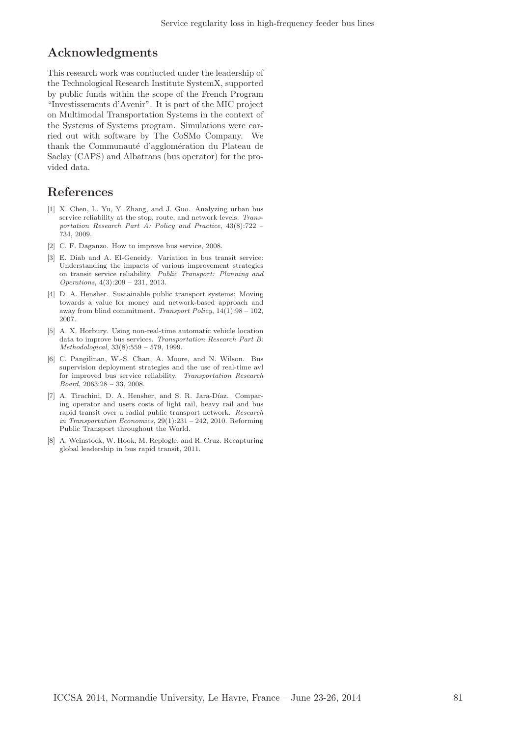## Acknowledgments

This research work was conducted under the leadership of the Technological Research Institute SystemX, supported by public funds within the scope of the French Program "Investissements d'Avenir". It is part of the MIC project on Multimodal Transportation Systems in the context of the Systems of Systems program. Simulations were carried out with software by The CoSMo Company. We thank the Communauté d'agglomération du Plateau de Saclay (CAPS) and Albatrans (bus operator) for the provided data.

## References

[1] X. Chen, L. Yu, Y. Zhang, and J. Guo. Analyzing urban bus service reliability at the stop, route, and network levels. *Transportation Research Part A: Policy and Practice*, 43(8):722 – 734, 2009.

[2] C. F. Daganzo. How to improve bus service, 2008.

[3] E. Diab and A. El-Geneidy. Variation in bus transit service: Understanding the impacts of various improvement strategies on transit service reliability. *Public Transport: Planning and Operations*, 4(3):209 – 231, 2013.

[4] D. A. Hensher. Sustainable public transport systems: Moving towards a value for money and network-based approach and away from blind commitment. *Transport Policy*, 14(1):98 – 102, 2007.

[5] A. X. Horbury. Using non-real-time automatic vehicle location data to improve bus services. *Transportation Research Part B: Methodological*, 33(8):559 – 579, 1999.

[6] C. Pangilinan, W.-S. Chan, A. Moore, and N. Wilson. Bus supervision deployment strategies and the use of real-time avl for improved bus service reliability. *Transportation Research Board*, 2063:28 – 33, 2008.

[7] A. Tirachini, D. A. Hensher, and S. R. Jara-Díaz. Comparing operator and users costs of light rail, heavy rail and bus rapid transit over a radial public transport network. *Research in Transportation Economics*, 29(1):231 – 242, 2010. Reforming Public Transport throughout the World.

[8] A. Weinstock, W. Hook, M. Replogle, and R. Cruz. Recapturing global leadership in bus rapid transit, 2011.